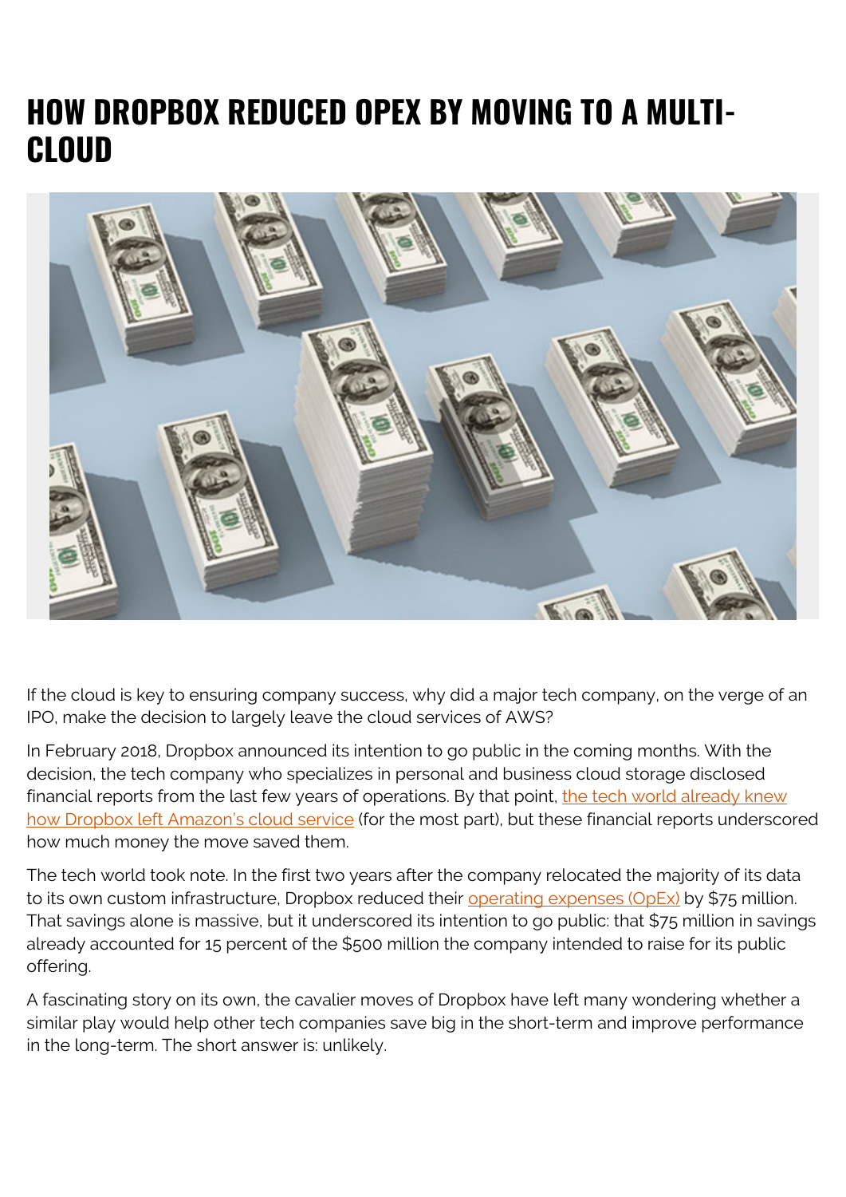# HOW DROPBOX REDUCED OPEX BY MOVING TO A MULTI-CLOUD

If the cloud is key to ensuring company success, why did a major tech company, on the verge of an IPO, make the decision to largely leave the cloud services of AWS?

In February 2018, Dropbox announced its intention to go public in the coming months. With the decision, the tech company who specializes in personal and business cloud storage disclosed financial reports from the last few years of operations. By that point, the tech world already knew how Dropbox left Amazon's cloud service (for the most part), but these financial reports underscored how much money the move saved them.

The tech world took note. In the first two years after the company relocated the majority of its data to its own custom infrastructure, Dropbox reduced their operating expenses (OpEx) by $75 million. That savings alone is massive, but it underscored its intention to go public: that $75 million in savings already accounted for 15 percent of the $500 million the company intended to raise for its public offering.

A fascinating story on its own, the cavalier moves of Dropbox have left many wondering whether a similar play would help other tech companies save big in the short-term and improve performance in the long-term. The short answer is: unlikely.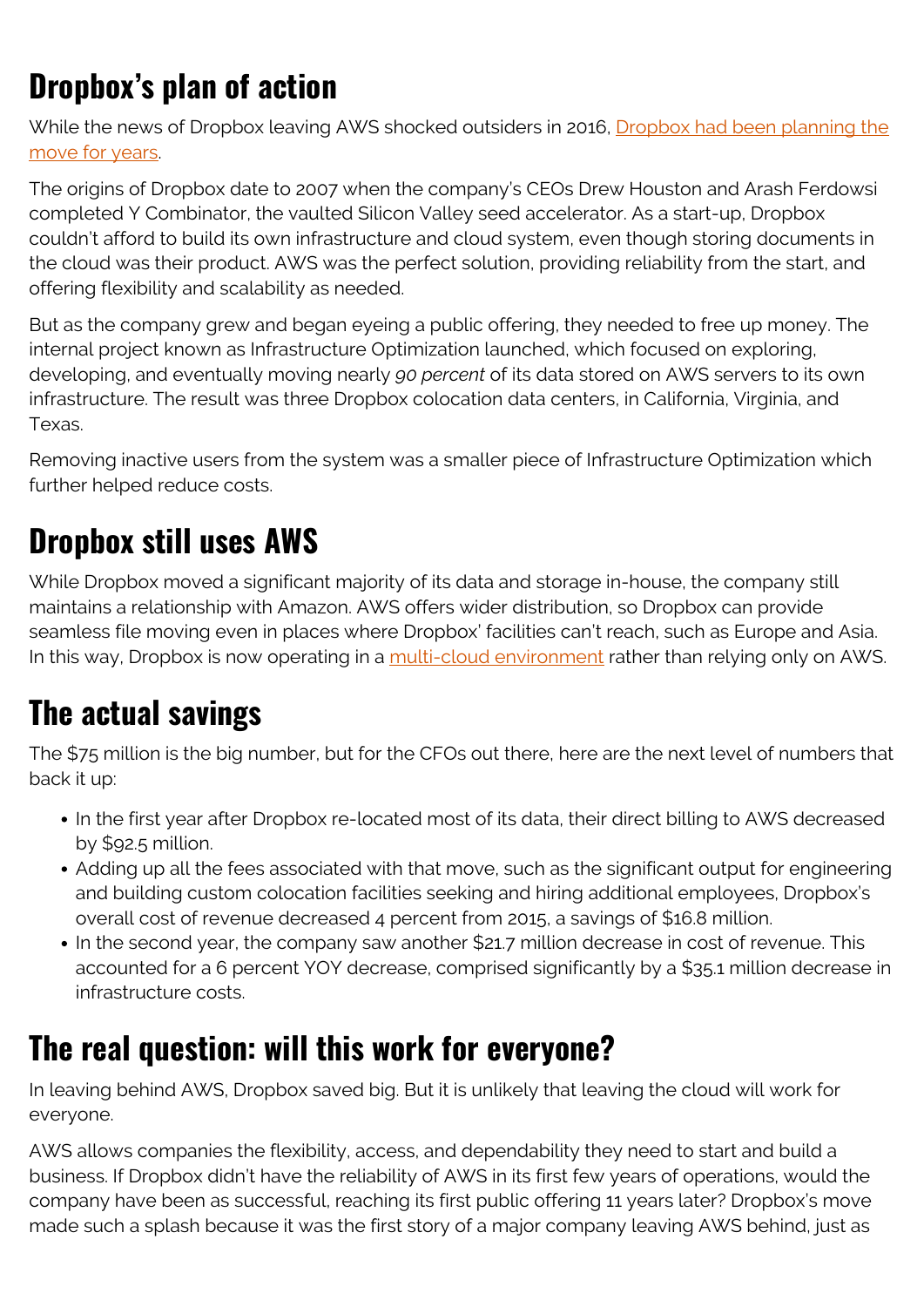## Dropbox's plan of action

While the news of Dropbox leaving AWS shocked outsiders in 2016, [Dropbox had been planning the move for years](#).

The origins of Dropbox date to 2007 when the company's CEOs Drew Houston and Arash Ferdowsi completed Y Combinator, the vaulted Silicon Valley seed accelerator. As a start-up, Dropbox couldn't afford to build its own infrastructure and cloud system, even though storing documents in the cloud was their product. AWS was the perfect solution, providing reliability from the start, and offering flexibility and scalability as needed.

But as the company grew and began eyeing a public offering, they needed to free up money. The internal project known as Infrastructure Optimization launched, which focused on exploring, developing, and eventually moving nearly *90 percent* of its data stored on AWS servers to its own infrastructure. The result was three Dropbox colocation data centers, in California, Virginia, and Texas.

Removing inactive users from the system was a smaller piece of Infrastructure Optimization which further helped reduce costs.

## Dropbox still uses AWS

While Dropbox moved a significant majority of its data and storage in-house, the company still maintains a relationship with Amazon. AWS offers wider distribution, so Dropbox can provide seamless file moving even in places where Dropbox' facilities can't reach, such as Europe and Asia. In this way, Dropbox is now operating in a [multi-cloud environment](#) rather than relying only on AWS.

## The actual savings

The $75 million is the big number, but for the CFOs out there, here are the next level of numbers that back it up:

- In the first year after Dropbox re-located most of its data, their direct billing to AWS decreased by $92.5 million.
- Adding up all the fees associated with that move, such as the significant output for engineering and building custom colocation facilities seeking and hiring additional employees, Dropbox's overall cost of revenue decreased 4 percent from 2015, a savings of $16.8 million.
- In the second year, the company saw another $21.7 million decrease in cost of revenue. This accounted for a 6 percent YOY decrease, comprised significantly by a $35.1 million decrease in infrastructure costs.

## The real question: will this work for everyone?

In leaving behind AWS, Dropbox saved big. But it is unlikely that leaving the cloud will work for everyone.

AWS allows companies the flexibility, access, and dependability they need to start and build a business. If Dropbox didn't have the reliability of AWS in its first few years of operations, would the company have been as successful, reaching its first public offering 11 years later? Dropbox's move made such a splash because it was the first story of a major company leaving AWS behind, just as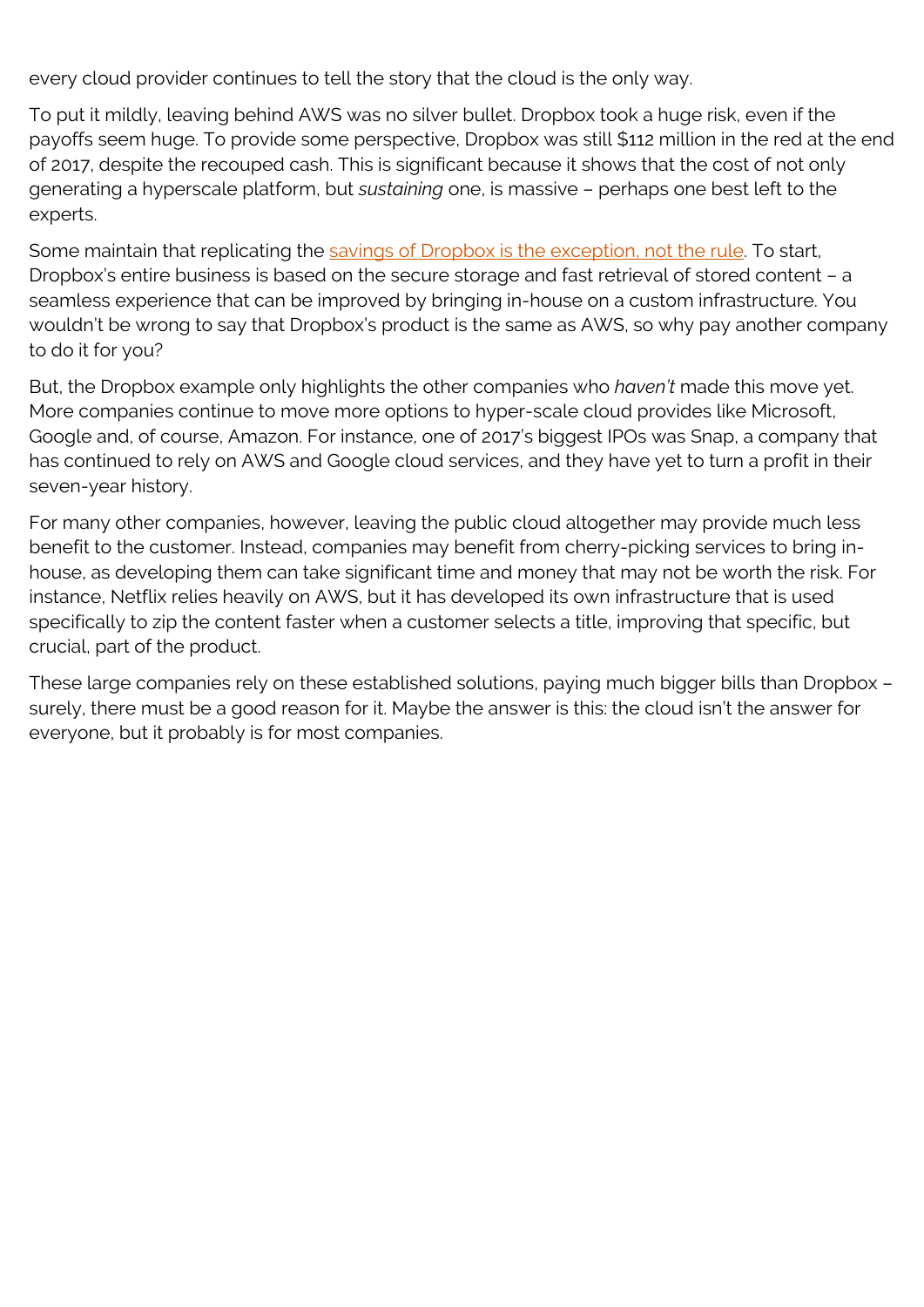every cloud provider continues to tell the story that the cloud is the only way.

To put it mildly, leaving behind AWS was no silver bullet. Dropbox took a huge risk, even if the payoffs seem huge. To provide some perspective, Dropbox was still $112 million in the red at the end of 2017, despite the recouped cash. This is significant because it shows that the cost of not only generating a hyperscale platform, but *sustaining* one, is massive – perhaps one best left to the experts.

Some maintain that replicating the savings of Dropbox is the exception, not the rule. To start, Dropbox's entire business is based on the secure storage and fast retrieval of stored content – a seamless experience that can be improved by bringing in-house on a custom infrastructure. You wouldn't be wrong to say that Dropbox's product is the same as AWS, so why pay another company to do it for you?

But, the Dropbox example only highlights the other companies who *haven't* made this move yet. More companies continue to move more options to hyper-scale cloud provides like Microsoft, Google and, of course, Amazon. For instance, one of 2017's biggest IPOs was Snap, a company that has continued to rely on AWS and Google cloud services, and they have yet to turn a profit in their seven-year history.

For many other companies, however, leaving the public cloud altogether may provide much less benefit to the customer. Instead, companies may benefit from cherry-picking services to bring in-house, as developing them can take significant time and money that may not be worth the risk. For instance, Netflix relies heavily on AWS, but it has developed its own infrastructure that is used specifically to zip the content faster when a customer selects a title, improving that specific, but crucial, part of the product.

These large companies rely on these established solutions, paying much bigger bills than Dropbox – surely, there must be a good reason for it. Maybe the answer is this: the cloud isn't the answer for everyone, but it probably is for most companies.